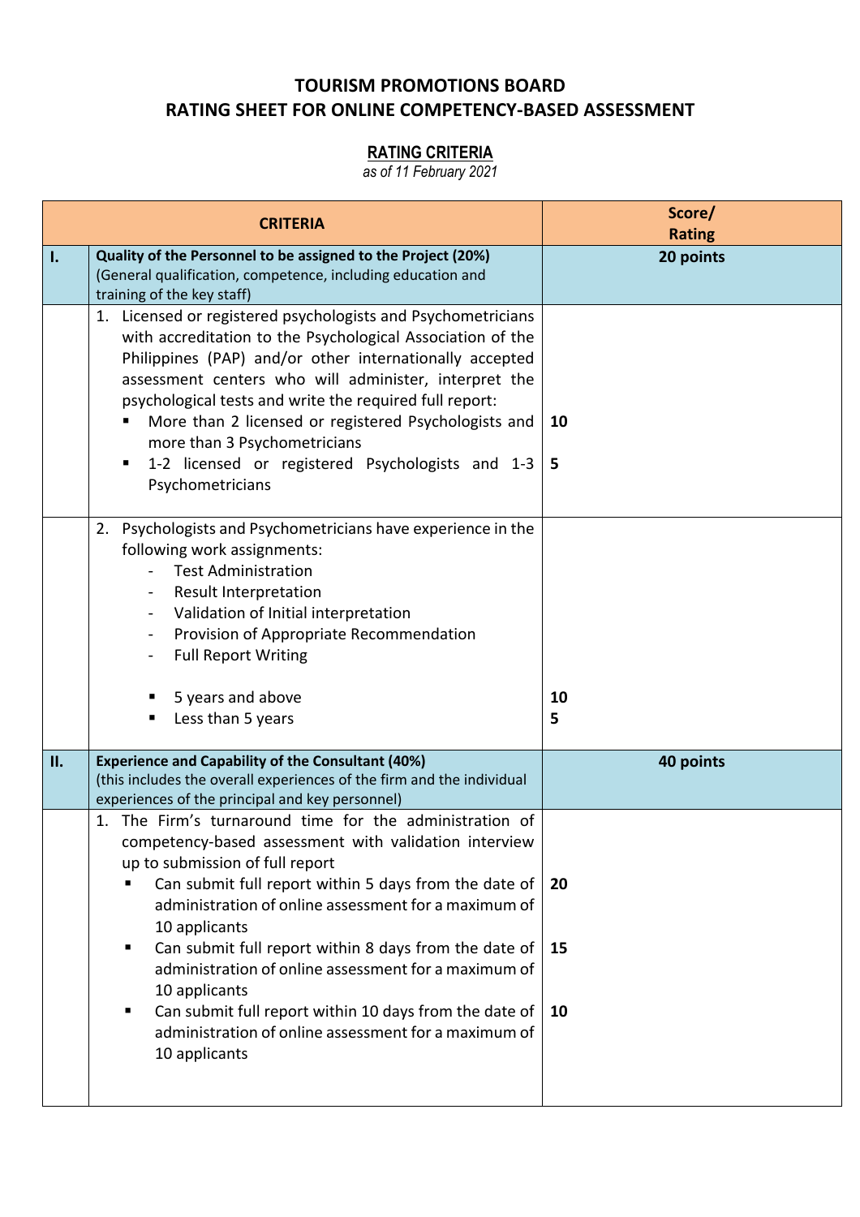# TOURISM PROMOTIONS BOARD
# RATING SHEET FOR ONLINE COMPETENCY-BASED ASSESSMENT

## RATING CRITERIA

*as of 11 February 2021*

| | CRITERIA | Score/ Rating |
|---|---|---|
| **I.** | **Quality of the Personnel to be assigned to the Project (20%)** (General qualification, competence, including education and training of the key staff) | **20 points** |
| | 1. Licensed or registered psychologists and Psychometricians with accreditation to the Psychological Association of the Philippines (PAP) and/or other internationally accepted assessment centers who will administer, interpret the psychological tests and write the required full report:<br>▪ More than 2 licensed or registered Psychologists and more than 3 Psychometricians<br>▪ 1-2 licensed or registered Psychologists and 1-3 Psychometricians | <br><br><br><br><br>**10**<br><br>**5** |
| | 2. Psychologists and Psychometricians have experience in the following work assignments:<br>- Test Administration<br>- Result Interpretation<br>- Validation of Initial interpretation<br>- Provision of Appropriate Recommendation<br>- Full Report Writing<br><br>▪ 5 years and above<br>▪ Less than 5 years | <br><br><br><br><br><br><br><br>**10**<br>**5** |
| **II.** | **Experience and Capability of the Consultant (40%)** (this includes the overall experiences of the firm and the individual experiences of the principal and key personnel) | **40 points** |
| | 1. The Firm's turnaround time for the administration of competency-based assessment with validation interview up to submission of full report<br>▪ Can submit full report within 5 days from the date of administration of online assessment for a maximum of 10 applicants<br>▪ Can submit full report within 8 days from the date of administration of online assessment for a maximum of 10 applicants<br>▪ Can submit full report within 10 days from the date of administration of online assessment for a maximum of 10 applicants | <br><br><br>**20**<br><br><br>**15**<br><br><br>**10** |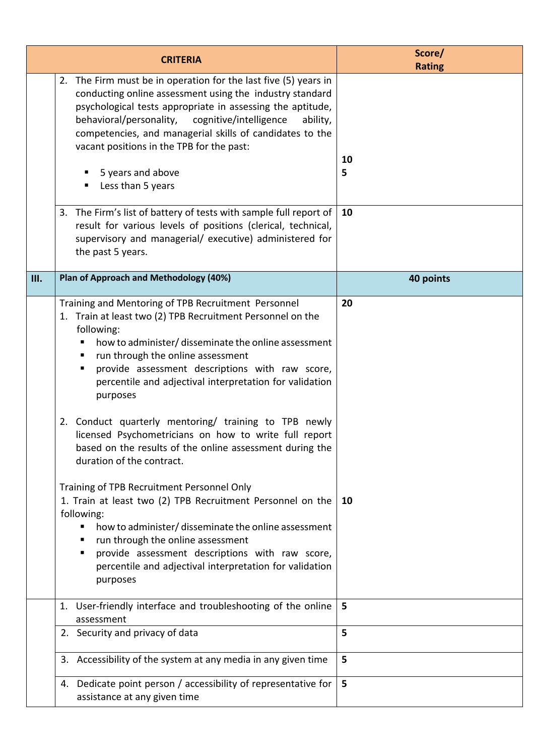| | CRITERIA | Score/ Rating |
|---|---|---|
| | 2. The Firm must be in operation for the last five (5) years in conducting online assessment using the industry standard psychological tests appropriate in assessing the aptitude, behavioral/personality, cognitive/intelligence ability, competencies, and managerial skills of candidates to the vacant positions in the TPB for the past:<br>▪ 5 years and above<br>▪ Less than 5 years | <br><br><br><br><br>**10**<br>**5** |
| | 3. The Firm's list of battery of tests with sample full report of result for various levels of positions (clerical, technical, supervisory and managerial/ executive) administered for the past 5 years. | **10** |
| **III.** | **Plan of Approach and Methodology (40%)** | **40 points** |
| | Training and Mentoring of TPB Recruitment Personnel<br>1. Train at least two (2) TPB Recruitment Personnel on the following:<br>▪ how to administer/ disseminate the online assessment<br>▪ run through the online assessment<br>▪ provide assessment descriptions with raw score, percentile and adjectival interpretation for validation purposes<br><br>2. Conduct quarterly mentoring/ training to TPB newly licensed Psychometricians on how to write full report based on the results of the online assessment during the duration of the contract.<br><br>Training of TPB Recruitment Personnel Only<br>1. Train at least two (2) TPB Recruitment Personnel on the following:<br>▪ how to administer/ disseminate the online assessment<br>▪ run through the online assessment<br>▪ provide assessment descriptions with raw score, percentile and adjectival interpretation for validation purposes | **20**<br><br><br><br><br><br><br><br><br><br><br><br><br>**10** |
| | 1. User-friendly interface and troubleshooting of the online assessment | **5** |
| | 2. Security and privacy of data | **5** |
| | 3. Accessibility of the system at any media in any given time | **5** |
| | 4. Dedicate point person / accessibility of representative for assistance at any given time | **5** |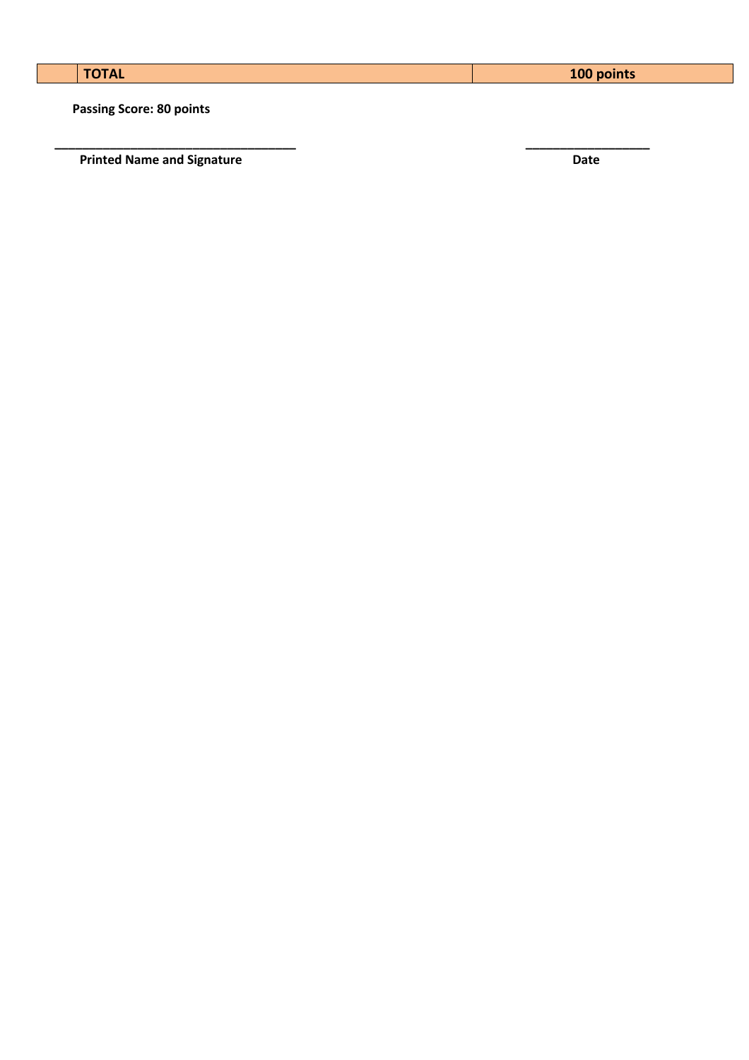| | | |
|---|---|---|
| | **TOTAL** | **100 points** |

**Passing Score: 80 points**

\_\_\_\_\_\_\_\_\_\_\_\_\_\_\_\_\_\_\_\_\_\_\_\_\_\_\_\_\_\_\_\_\_\_\_\_ \_\_\_\_\_\_\_\_\_\_\_\_\_\_\_\_\_\_\_\_

**Printed Name and Signature** **Date**